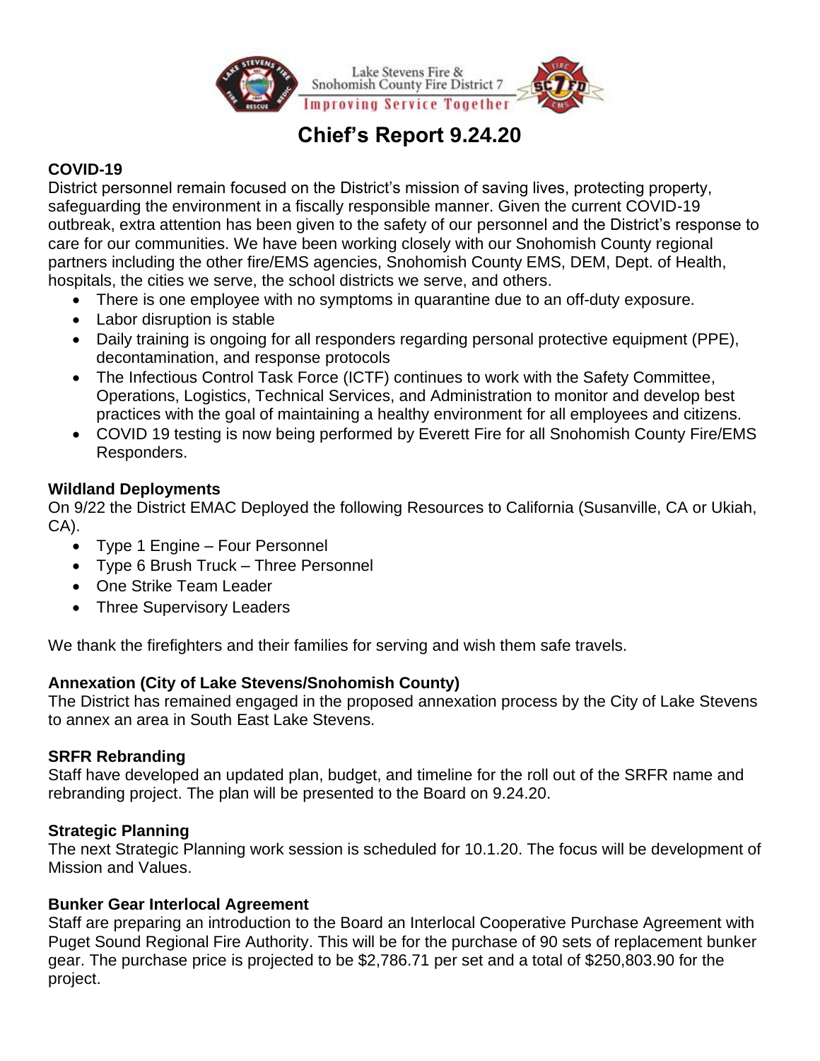Lake Stevens Fire & Snohomish County Fire District 7

Improving Service Together

# Chief's Report 9.24.20

## COVID-19

District personnel remain focused on the District's mission of saving lives, protecting property, safeguarding the environment in a fiscally responsible manner. Given the current COVID-19 outbreak, extra attention has been given to the safety of our personnel and the District's response to care for our communities. We have been working closely with our Snohomish County regional partners including the other fire/EMS agencies, Snohomish County EMS, DEM, Dept. of Health, hospitals, the cities we serve, the school districts we serve, and others.

- There is one employee with no symptoms in quarantine due to an off-duty exposure.
- Labor disruption is stable
- Daily training is ongoing for all responders regarding personal protective equipment (PPE), decontamination, and response protocols
- The Infectious Control Task Force (ICTF) continues to work with the Safety Committee, Operations, Logistics, Technical Services, and Administration to monitor and develop best practices with the goal of maintaining a healthy environment for all employees and citizens.
- COVID 19 testing is now being performed by Everett Fire for all Snohomish County Fire/EMS Responders.

## Wildland Deployments

On 9/22 the District EMAC Deployed the following Resources to California (Susanville, CA or Ukiah, CA).

- Type 1 Engine – Four Personnel
- Type 6 Brush Truck – Three Personnel
- One Strike Team Leader
- Three Supervisory Leaders

We thank the firefighters and their families for serving and wish them safe travels.

## Annexation (City of Lake Stevens/Snohomish County)

The District has remained engaged in the proposed annexation process by the City of Lake Stevens to annex an area in South East Lake Stevens.

## SRFR Rebranding

Staff have developed an updated plan, budget, and timeline for the roll out of the SRFR name and rebranding project. The plan will be presented to the Board on 9.24.20.

## Strategic Planning

The next Strategic Planning work session is scheduled for 10.1.20. The focus will be development of Mission and Values.

## Bunker Gear Interlocal Agreement

Staff are preparing an introduction to the Board an Interlocal Cooperative Purchase Agreement with Puget Sound Regional Fire Authority. This will be for the purchase of 90 sets of replacement bunker gear. The purchase price is projected to be $2,786.71 per set and a total of $250,803.90 for the project.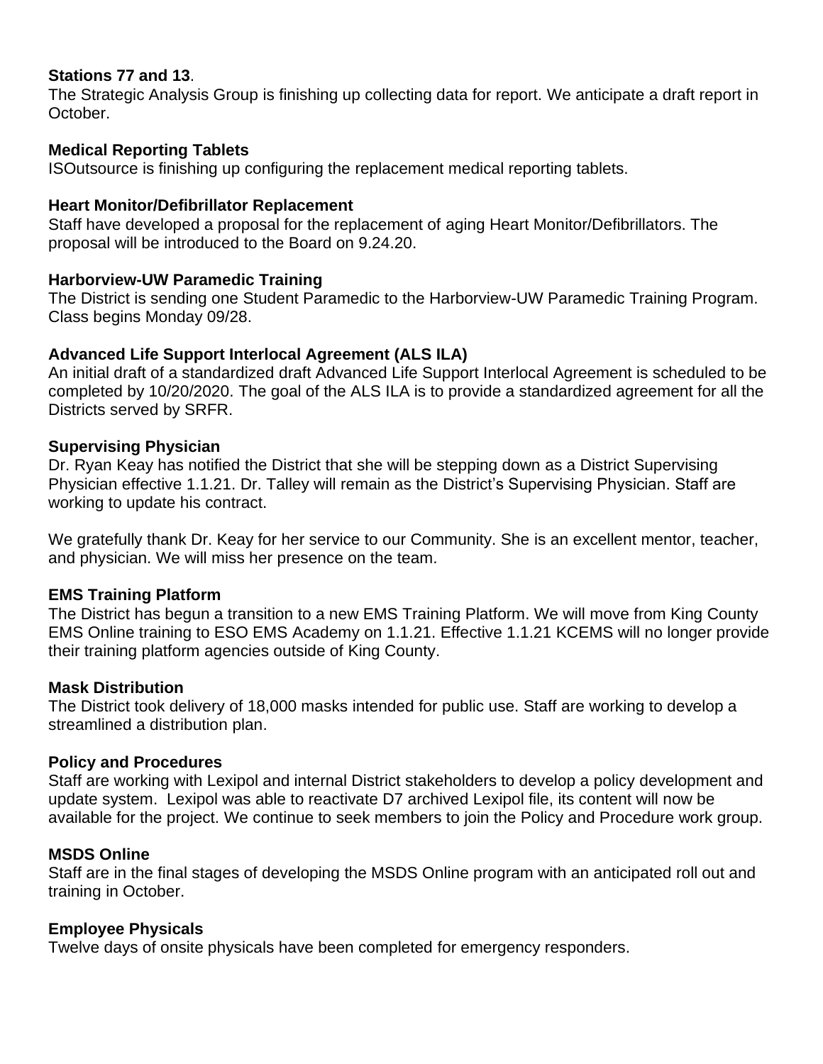**Stations 77 and 13**.

The Strategic Analysis Group is finishing up collecting data for report. We anticipate a draft report in October.

**Medical Reporting Tablets**

ISOutsource is finishing up configuring the replacement medical reporting tablets.

**Heart Monitor/Defibrillator Replacement**

Staff have developed a proposal for the replacement of aging Heart Monitor/Defibrillators. The proposal will be introduced to the Board on 9.24.20.

**Harborview-UW Paramedic Training**

The District is sending one Student Paramedic to the Harborview-UW Paramedic Training Program. Class begins Monday 09/28.

**Advanced Life Support Interlocal Agreement (ALS ILA)**

An initial draft of a standardized draft Advanced Life Support Interlocal Agreement is scheduled to be completed by 10/20/2020. The goal of the ALS ILA is to provide a standardized agreement for all the Districts served by SRFR.

**Supervising Physician**

Dr. Ryan Keay has notified the District that she will be stepping down as a District Supervising Physician effective 1.1.21. Dr. Talley will remain as the District's Supervising Physician. Staff are working to update his contract.

We gratefully thank Dr. Keay for her service to our Community. She is an excellent mentor, teacher, and physician. We will miss her presence on the team.

**EMS Training Platform**

The District has begun a transition to a new EMS Training Platform. We will move from King County EMS Online training to ESO EMS Academy on 1.1.21. Effective 1.1.21 KCEMS will no longer provide their training platform agencies outside of King County.

**Mask Distribution**

The District took delivery of 18,000 masks intended for public use. Staff are working to develop a streamlined a distribution plan.

**Policy and Procedures**

Staff are working with Lexipol and internal District stakeholders to develop a policy development and update system. Lexipol was able to reactivate D7 archived Lexipol file, its content will now be available for the project. We continue to seek members to join the Policy and Procedure work group.

**MSDS Online**

Staff are in the final stages of developing the MSDS Online program with an anticipated roll out and training in October.

**Employee Physicals**

Twelve days of onsite physicals have been completed for emergency responders.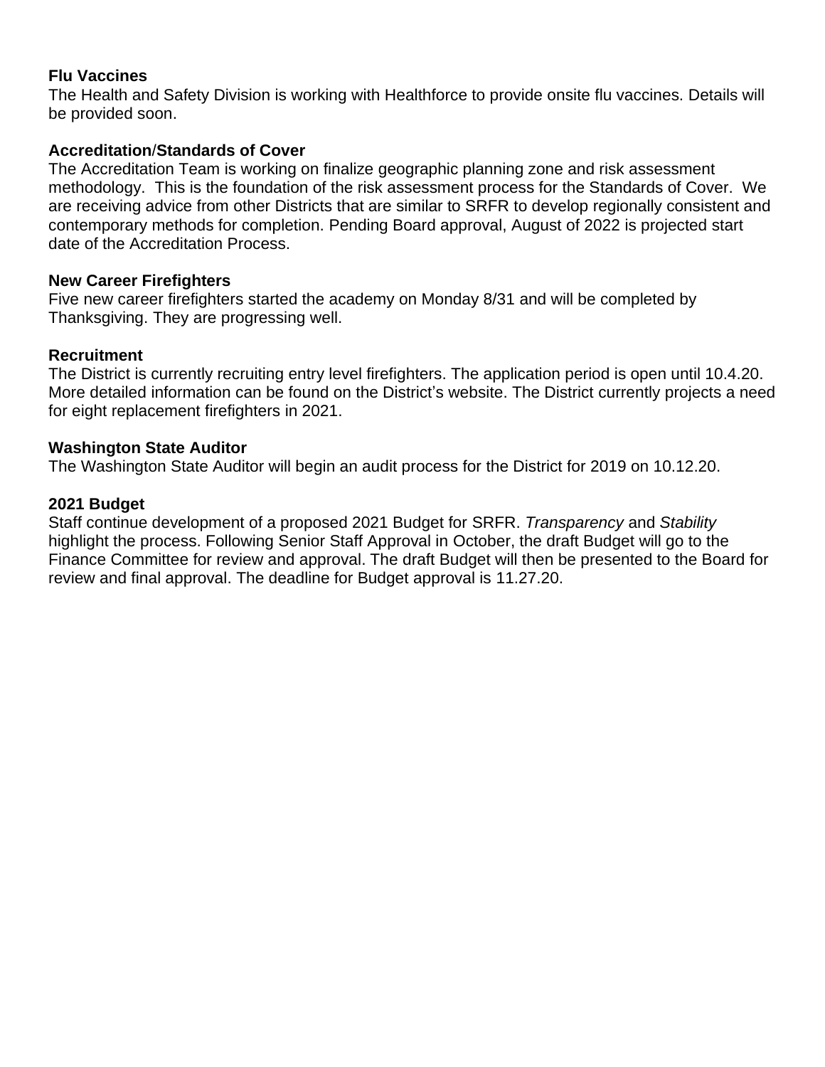**Flu Vaccines**
The Health and Safety Division is working with Healthforce to provide onsite flu vaccines. Details will be provided soon.

**Accreditation/Standards of Cover**
The Accreditation Team is working on finalize geographic planning zone and risk assessment methodology. This is the foundation of the risk assessment process for the Standards of Cover. We are receiving advice from other Districts that are similar to SRFR to develop regionally consistent and contemporary methods for completion. Pending Board approval, August of 2022 is projected start date of the Accreditation Process.

**New Career Firefighters**
Five new career firefighters started the academy on Monday 8/31 and will be completed by Thanksgiving. They are progressing well.

**Recruitment**
The District is currently recruiting entry level firefighters. The application period is open until 10.4.20. More detailed information can be found on the District's website. The District currently projects a need for eight replacement firefighters in 2021.

**Washington State Auditor**
The Washington State Auditor will begin an audit process for the District for 2019 on 10.12.20.

**2021 Budget**
Staff continue development of a proposed 2021 Budget for SRFR. *Transparency* and *Stability* highlight the process. Following Senior Staff Approval in October, the draft Budget will go to the Finance Committee for review and approval. The draft Budget will then be presented to the Board for review and final approval. The deadline for Budget approval is 11.27.20.